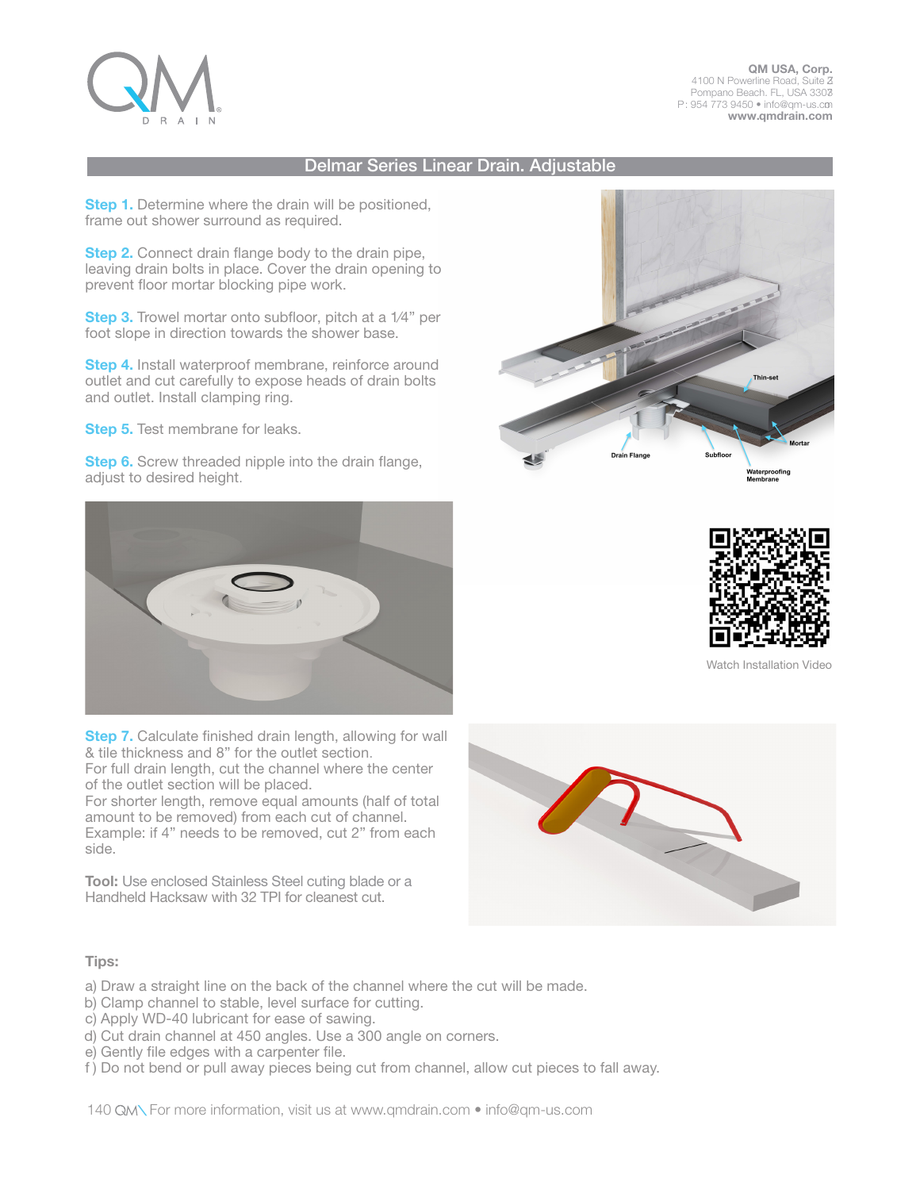QM USA, Corp.
4100 N Powerline Road, Suite Z
Pompano Beach. FL, USA 33073
P: 954 773 9450 • info@qm-us.com
**www.qmdrain.com**

## Delmar Series Linear Drain. Adjustable

**Step 1.** Determine where the drain will be positioned, frame out shower surround as required.

**Step 2.** Connect drain flange body to the drain pipe, leaving drain bolts in place. Cover the drain opening to prevent floor mortar blocking pipe work.

**Step 3.** Trowel mortar onto subfloor, pitch at a 1⁄4" per foot slope in direction towards the shower base.

**Step 4.** Install waterproof membrane, reinforce around outlet and cut carefully to expose heads of drain bolts and outlet. Install clamping ring.

**Step 5.** Test membrane for leaks.

**Step 6.** Screw threaded nipple into the drain flange, adjust to desired height.

Thin-set
Mortar
Drain Flange
Subfloor
Waterproofing Membrane

Watch Installation Video

**Step 7.** Calculate finished drain length, allowing for wall & tile thickness and 8" for the outlet section.
For full drain length, cut the channel where the center of the outlet section will be placed.
For shorter length, remove equal amounts (half of total amount to be removed) from each cut of channel.
Example: if 4" needs to be removed, cut 2" from each side.

**Tool:** Use enclosed Stainless Steel cuting blade or a Handheld Hacksaw with 32 TPI for cleanest cut.

**Tips:**

a) Draw a straight line on the back of the channel where the cut will be made.
b) Clamp channel to stable, level surface for cutting.
c) Apply WD-40 lubricant for ease of sawing.
d) Cut drain channel at 450 angles. Use a 300 angle on corners.
e) Gently file edges with a carpenter file.
f ) Do not bend or pull away pieces being cut from channel, allow cut pieces to fall away.

For more information, visit us at www.qmdrain.com • info@qm-us.com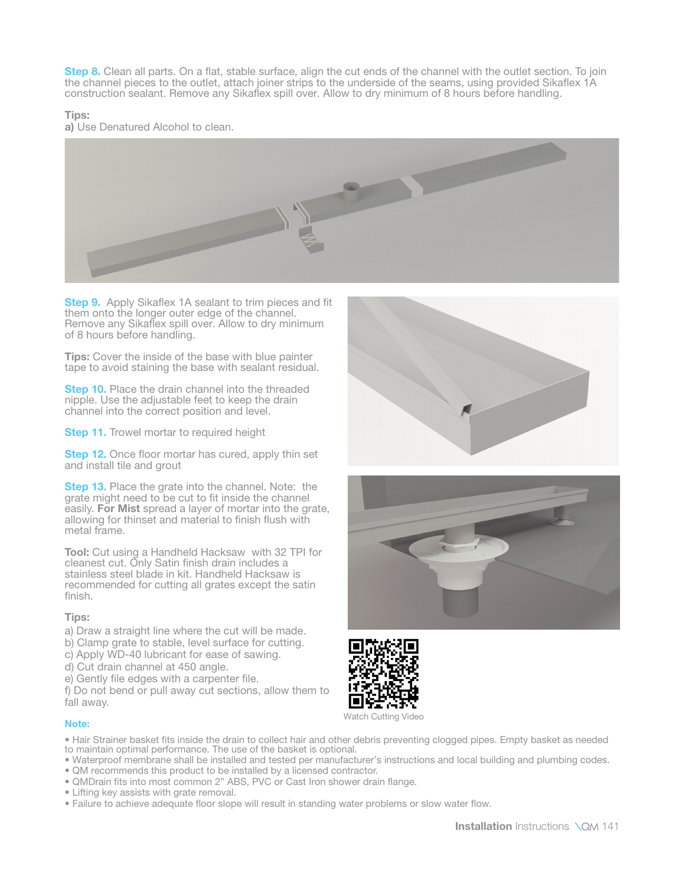**Step 8.** Clean all parts. On a flat, stable surface, align the cut ends of the channel with the outlet section. To join the channel pieces to the outlet, attach joiner strips to the underside of the seams, using provided Sikaflex 1A construction sealant. Remove any Sikaflex spill over. Allow to dry minimum of 8 hours before handling.

**Tips:**

**a)** Use Denatured Alcohol to clean.

**Step 9.** Apply Sikaflex 1A sealant to trim pieces and fit them onto the longer outer edge of the channel. Remove any Sikaflex spill over. Allow to dry minimum of 8 hours before handling.

**Tips:** Cover the inside of the base with blue painter tape to avoid staining the base with sealant residual.

**Step 10.** Place the drain channel into the threaded nipple. Use the adjustable feet to keep the drain channel into the correct position and level.

**Step 11.** Trowel mortar to required height

**Step 12.** Once floor mortar has cured, apply thin set and install tile and grout

**Step 13.** Place the grate into the channel. Note: the grate might need to be cut to fit inside the channel easily. **For Mist** spread a layer of mortar into the grate, allowing for thinset and material to finish flush with metal frame.

**Tool:** Cut using a Handheld Hacksaw with 32 TPI for cleanest cut. Only Satin finish drain includes a stainless steel blade in kit. Handheld Hacksaw is recommended for cutting all grates except the satin finish.

**Tips:**

a) Draw a straight line where the cut will be made.
b) Clamp grate to stable, level surface for cutting.
c) Apply WD-40 lubricant for ease of sawing.
d) Cut drain channel at 450 angle.
e) Gently file edges with a carpenter file.
f) Do not bend or pull away cut sections, allow them to fall away.

Watch Cutting Video

**Note:**

- Hair Strainer basket fits inside the drain to collect hair and other debris preventing clogged pipes. Empty basket as needed to maintain optimal performance. The use of the basket is optional.
- Waterproof membrane shall be installed and tested per manufacturer's instructions and local building and plumbing codes.
- QM recommends this product to be installed by a licensed contractor.
- QMDrain fits into most common 2" ABS, PVC or Cast Iron shower drain flange.
- Lifting key assists with grate removal.
- Failure to achieve adequate floor slope will result in standing water problems or slow water flow.